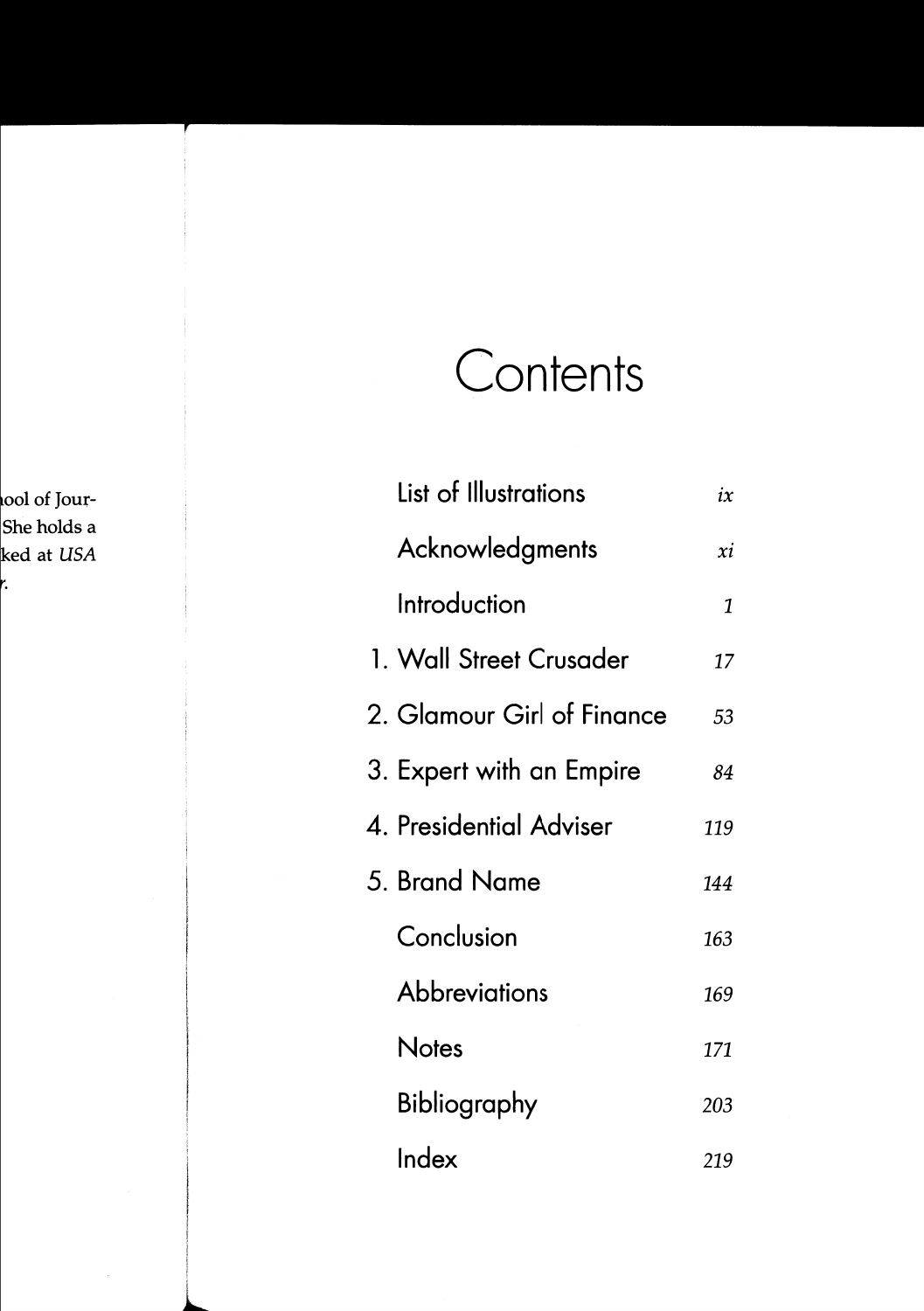# Contents

| | |
|---|---|
| List of Illustrations | *ix* |
| Acknowledgments | *xi* |
| Introduction | *1* |
| 1. Wall Street Crusader | *17* |
| 2. Glamour Girl of Finance | *53* |
| 3. Expert with an Empire | *84* |
| 4. Presidential Adviser | *119* |
| 5. Brand Name | *144* |
| Conclusion | *163* |
| Abbreviations | *169* |
| Notes | *171* |
| Bibliography | *203* |
| Index | *219* |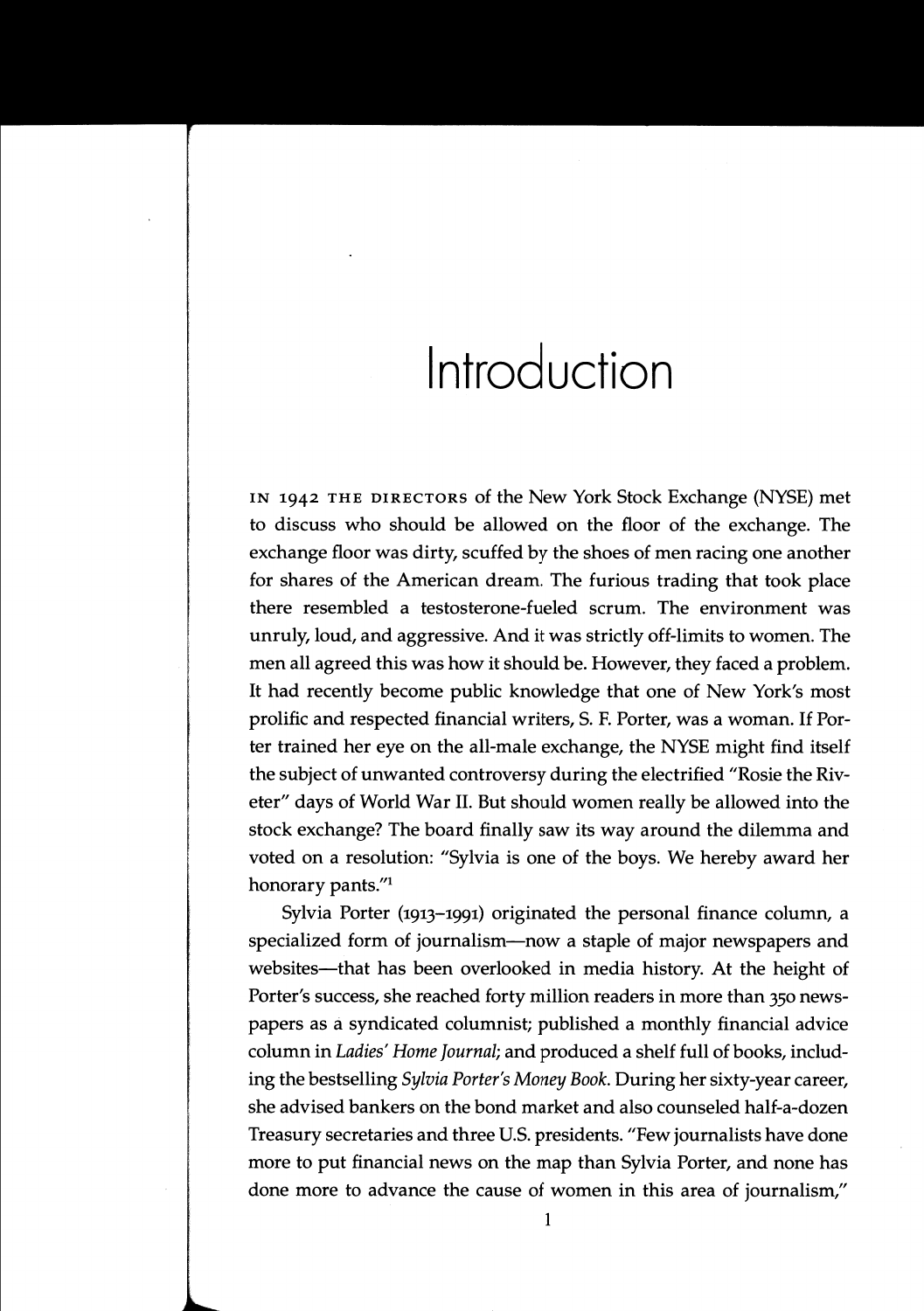# Introduction

IN 1942 THE DIRECTORS of the New York Stock Exchange (NYSE) met to discuss who should be allowed on the floor of the exchange. The exchange floor was dirty, scuffed by the shoes of men racing one another for shares of the American dream. The furious trading that took place there resembled a testosterone-fueled scrum. The environment was unruly, loud, and aggressive. And it was strictly off-limits to women. The men all agreed this was how it should be. However, they faced a problem. It had recently become public knowledge that one of New York's most prolific and respected financial writers, S. F. Porter, was a woman. If Porter trained her eye on the all-male exchange, the NYSE might find itself the subject of unwanted controversy during the electrified "Rosie the Riveter" days of World War II. But should women really be allowed into the stock exchange? The board finally saw its way around the dilemma and voted on a resolution: "Sylvia is one of the boys. We hereby award her honorary pants."[1]

Sylvia Porter (1913–1991) originated the personal finance column, a specialized form of journalism—now a staple of major newspapers and websites—that has been overlooked in media history. At the height of Porter's success, she reached forty million readers in more than 350 newspapers as a syndicated columnist; published a monthly financial advice column in *Ladies' Home Journal*; and produced a shelf full of books, including the bestselling *Sylvia Porter's Money Book*. During her sixty-year career, she advised bankers on the bond market and also counseled half-a-dozen Treasury secretaries and three U.S. presidents. "Few journalists have done more to put financial news on the map than Sylvia Porter, and none has done more to advance the cause of women in this area of journalism,"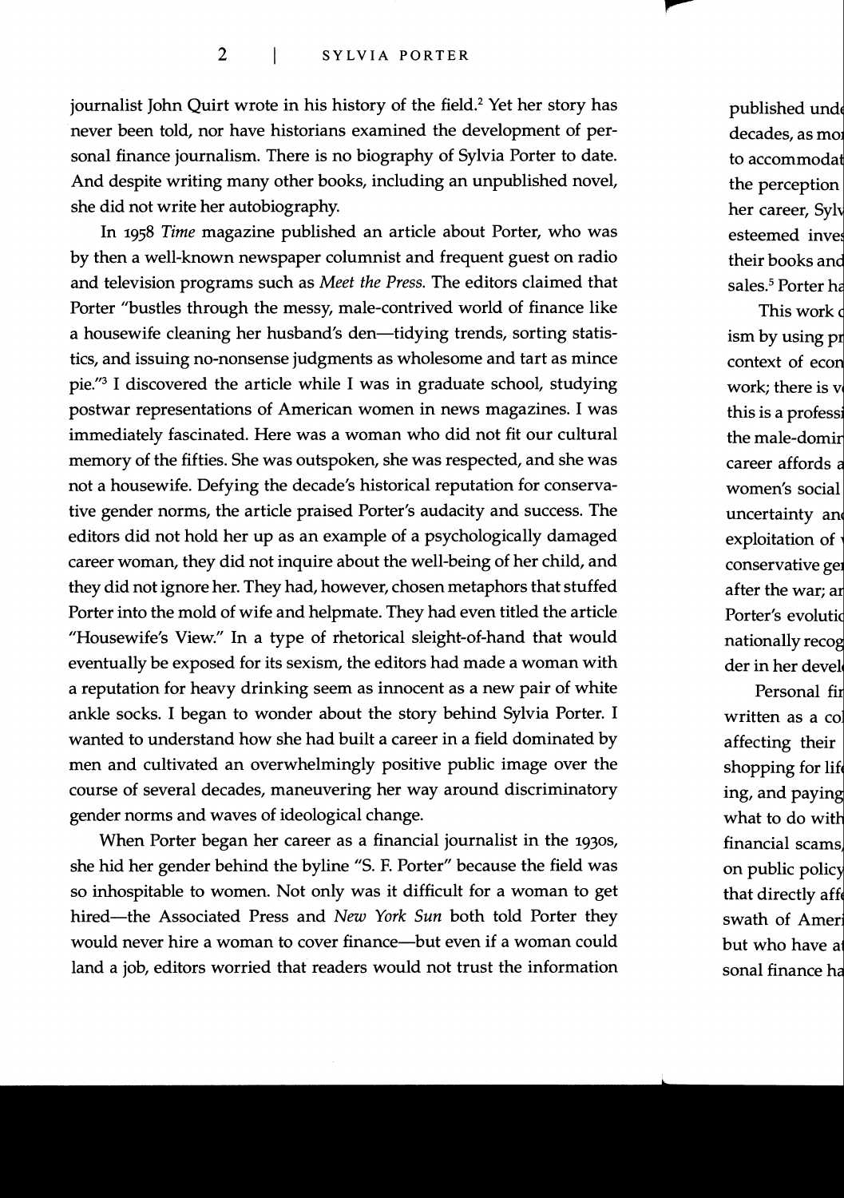journalist John Quirt wrote in his history of the field.[2] Yet her story has never been told, nor have historians examined the development of personal finance journalism. There is no biography of Sylvia Porter to date. And despite writing many other books, including an unpublished novel, she did not write her autobiography.

In 1958 *Time* magazine published an article about Porter, who was by then a well-known newspaper columnist and frequent guest on radio and television programs such as *Meet the Press*. The editors claimed that Porter "bustles through the messy, male-contrived world of finance like a housewife cleaning her husband's den—tidying trends, sorting statistics, and issuing no-nonsense judgments as wholesome and tart as mince pie."[3] I discovered the article while I was in graduate school, studying postwar representations of American women in news magazines. I was immediately fascinated. Here was a woman who did not fit our cultural memory of the fifties. She was outspoken, she was respected, and she was not a housewife. Defying the decade's historical reputation for conservative gender norms, the article praised Porter's audacity and success. The editors did not hold her up as an example of a psychologically damaged career woman, they did not inquire about the well-being of her child, and they did not ignore her. They had, however, chosen metaphors that stuffed Porter into the mold of wife and helpmate. They had even titled the article "Housewife's View." In a type of rhetorical sleight-of-hand that would eventually be exposed for its sexism, the editors had made a woman with a reputation for heavy drinking seem as innocent as a new pair of white ankle socks. I began to wonder about the story behind Sylvia Porter. I wanted to understand how she had built a career in a field dominated by men and cultivated an overwhelmingly positive public image over the course of several decades, maneuvering her way around discriminatory gender norms and waves of ideological change.

When Porter began her career as a financial journalist in the 1930s, she hid her gender behind the byline "S. F. Porter" because the field was so inhospitable to women. Not only was it difficult for a woman to get hired—the Associated Press and *New York Sun* both told Porter they would never hire a woman to cover finance—but even if a woman could land a job, editors worried that readers would not trust the information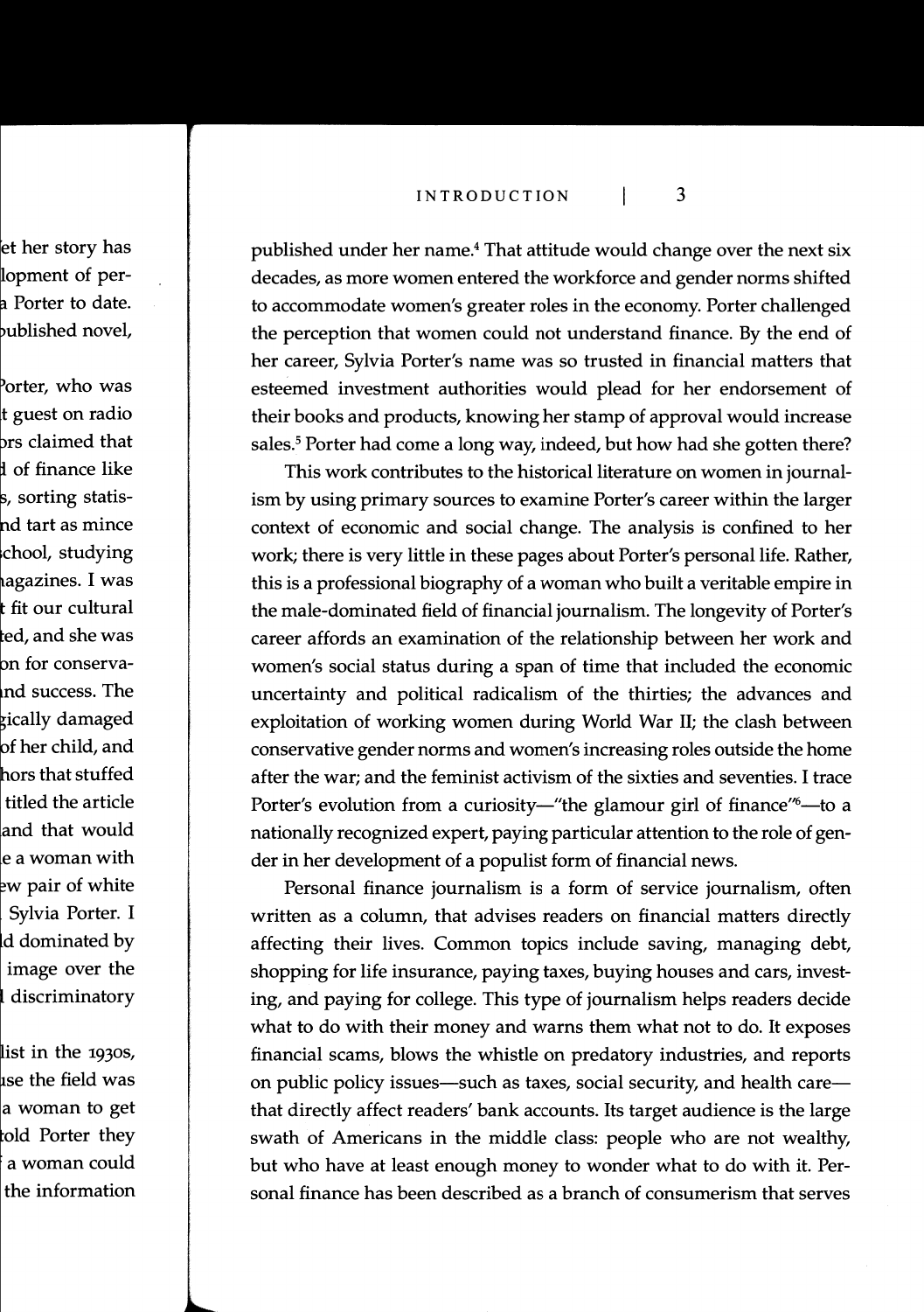published under her name.[4] That attitude would change over the next six decades, as more women entered the workforce and gender norms shifted to accommodate women's greater roles in the economy. Porter challenged the perception that women could not understand finance. By the end of her career, Sylvia Porter's name was so trusted in financial matters that esteemed investment authorities would plead for her endorsement of their books and products, knowing her stamp of approval would increase sales.[5] Porter had come a long way, indeed, but how had she gotten there?

This work contributes to the historical literature on women in journalism by using primary sources to examine Porter's career within the larger context of economic and social change. The analysis is confined to her work; there is very little in these pages about Porter's personal life. Rather, this is a professional biography of a woman who built a veritable empire in the male-dominated field of financial journalism. The longevity of Porter's career affords an examination of the relationship between her work and women's social status during a span of time that included the economic uncertainty and political radicalism of the thirties; the advances and exploitation of working women during World War II; the clash between conservative gender norms and women's increasing roles outside the home after the war; and the feminist activism of the sixties and seventies. I trace Porter's evolution from a curiosity—"the glamour girl of finance"[6]—to a nationally recognized expert, paying particular attention to the role of gender in her development of a populist form of financial news.

Personal finance journalism is a form of service journalism, often written as a column, that advises readers on financial matters directly affecting their lives. Common topics include saving, managing debt, shopping for life insurance, paying taxes, buying houses and cars, investing, and paying for college. This type of journalism helps readers decide what to do with their money and warns them what not to do. It exposes financial scams, blows the whistle on predatory industries, and reports on public policy issues—such as taxes, social security, and health care—that directly affect readers' bank accounts. Its target audience is the large swath of Americans in the middle class: people who are not wealthy, but who have at least enough money to wonder what to do with it. Personal finance has been described as a branch of consumerism that serves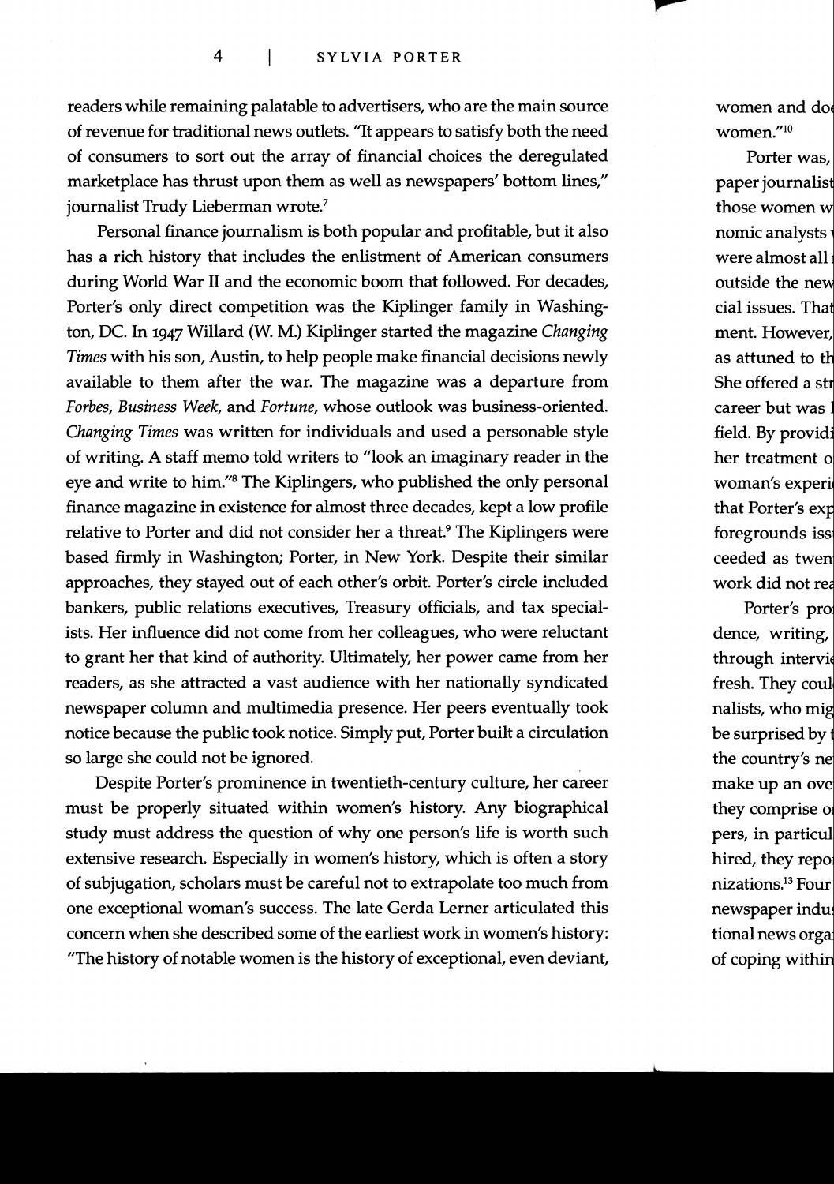readers while remaining palatable to advertisers, who are the main source of revenue for traditional news outlets. "It appears to satisfy both the need of consumers to sort out the array of financial choices the deregulated marketplace has thrust upon them as well as newspapers' bottom lines," journalist Trudy Lieberman wrote.[7]

Personal finance journalism is both popular and profitable, but it also has a rich history that includes the enlistment of American consumers during World War II and the economic boom that followed. For decades, Porter's only direct competition was the Kiplinger family in Washington, DC. In 1947 Willard (W. M.) Kiplinger started the magazine *Changing Times* with his son, Austin, to help people make financial decisions newly available to them after the war. The magazine was a departure from *Forbes*, *Business Week*, and *Fortune*, whose outlook was business-oriented. *Changing Times* was written for individuals and used a personable style of writing. A staff memo told writers to "look an imaginary reader in the eye and write to him."[8] The Kiplingers, who published the only personal finance magazine in existence for almost three decades, kept a low profile relative to Porter and did not consider her a threat.[9] The Kiplingers were based firmly in Washington; Porter, in New York. Despite their similar approaches, they stayed out of each other's orbit. Porter's circle included bankers, public relations executives, Treasury officials, and tax specialists. Her influence did not come from her colleagues, who were reluctant to grant her that kind of authority. Ultimately, her power came from her readers, as she attracted a vast audience with her nationally syndicated newspaper column and multimedia presence. Her peers eventually took notice because the public took notice. Simply put, Porter built a circulation so large she could not be ignored.

Despite Porter's prominence in twentieth-century culture, her career must be properly situated within women's history. Any biographical study must address the question of why one person's life is worth such extensive research. Especially in women's history, which is often a story of subjugation, scholars must be careful not to extrapolate too much from one exceptional woman's success. The late Gerda Lerner articulated this concern when she described some of the earliest work in women's history: "The history of notable women is the history of exceptional, even deviant,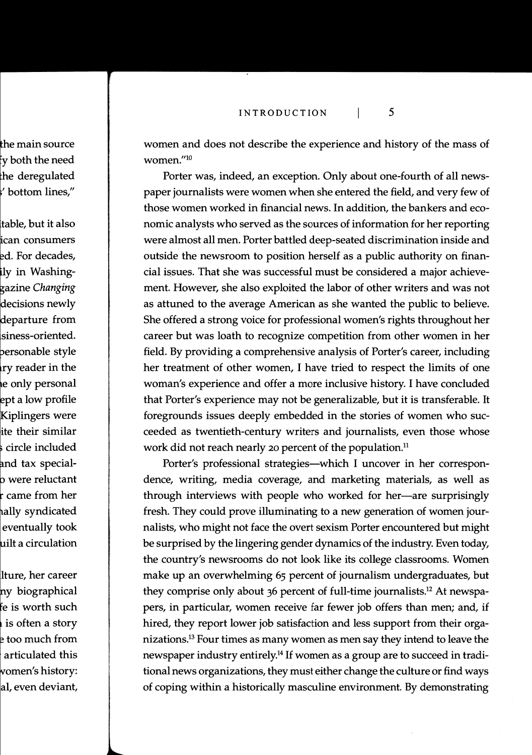women and does not describe the experience and history of the mass of women."[10]

Porter was, indeed, an exception. Only about one-fourth of all newspaper journalists were women when she entered the field, and very few of those women worked in financial news. In addition, the bankers and economic analysts who served as the sources of information for her reporting were almost all men. Porter battled deep-seated discrimination inside and outside the newsroom to position herself as a public authority on financial issues. That she was successful must be considered a major achievement. However, she also exploited the labor of other writers and was not as attuned to the average American as she wanted the public to believe. She offered a strong voice for professional women's rights throughout her career but was loath to recognize competition from other women in her field. By providing a comprehensive analysis of Porter's career, including her treatment of other women, I have tried to respect the limits of one woman's experience and offer a more inclusive history. I have concluded that Porter's experience may not be generalizable, but it is transferable. It foregrounds issues deeply embedded in the stories of women who succeeded as twentieth-century writers and journalists, even those whose work did not reach nearly 20 percent of the population.[11]

Porter's professional strategies—which I uncover in her correspondence, writing, media coverage, and marketing materials, as well as through interviews with people who worked for her—are surprisingly fresh. They could prove illuminating to a new generation of women journalists, who might not face the overt sexism Porter encountered but might be surprised by the lingering gender dynamics of the industry. Even today, the country's newsrooms do not look like its college classrooms. Women make up an overwhelming 65 percent of journalism undergraduates, but they comprise only about 36 percent of full-time journalists.[12] At newspapers, in particular, women receive far fewer job offers than men; and, if hired, they report lower job satisfaction and less support from their organizations.[13] Four times as many women as men say they intend to leave the newspaper industry entirely.[14] If women as a group are to succeed in traditional news organizations, they must either change the culture or find ways of coping within a historically masculine environment. By demonstrating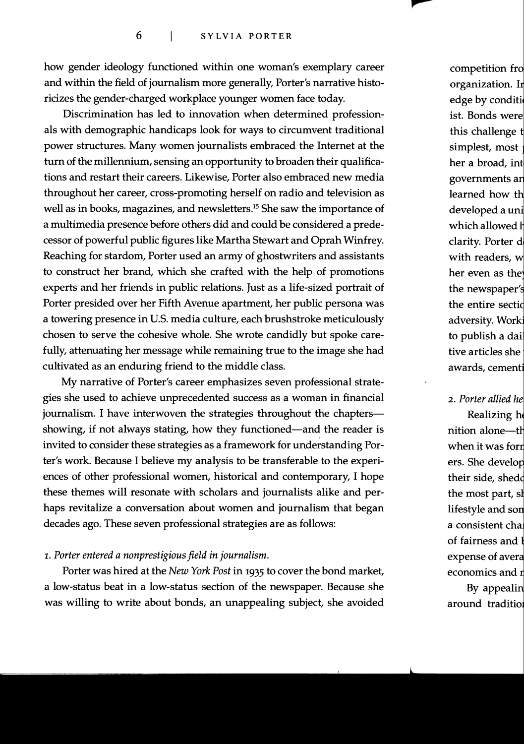how gender ideology functioned within one woman's exemplary career and within the field of journalism more generally, Porter's narrative historicizes the gender-charged workplace younger women face today.

Discrimination has led to innovation when determined professionals with demographic handicaps look for ways to circumvent traditional power structures. Many women journalists embraced the Internet at the turn of the millennium, sensing an opportunity to broaden their qualifications and restart their careers. Likewise, Porter also embraced new media throughout her career, cross-promoting herself on radio and television as well as in books, magazines, and newsletters.[15] She saw the importance of a multimedia presence before others did and could be considered a predecessor of powerful public figures like Martha Stewart and Oprah Winfrey. Reaching for stardom, Porter used an army of ghostwriters and assistants to construct her brand, which she crafted with the help of promotions experts and her friends in public relations. Just as a life-sized portrait of Porter presided over her Fifth Avenue apartment, her public persona was a towering presence in U.S. media culture, each brushstroke meticulously chosen to serve the cohesive whole. She wrote candidly but spoke carefully, attenuating her message while remaining true to the image she had cultivated as an enduring friend to the middle class.

My narrative of Porter's career emphasizes seven professional strategies she used to achieve unprecedented success as a woman in financial journalism. I have interwoven the strategies throughout the chapters—showing, if not always stating, how they functioned—and the reader is invited to consider these strategies as a framework for understanding Porter's work. Because I believe my analysis to be transferable to the experiences of other professional women, historical and contemporary, I hope these themes will resonate with scholars and journalists alike and perhaps revitalize a conversation about women and journalism that began decades ago. These seven professional strategies are as follows:

*1. Porter entered a nonprestigious field in journalism.*

Porter was hired at the *New York Post* in 1935 to cover the bond market, a low-status beat in a low-status section of the newspaper. Because she was willing to write about bonds, an unappealing subject, she avoided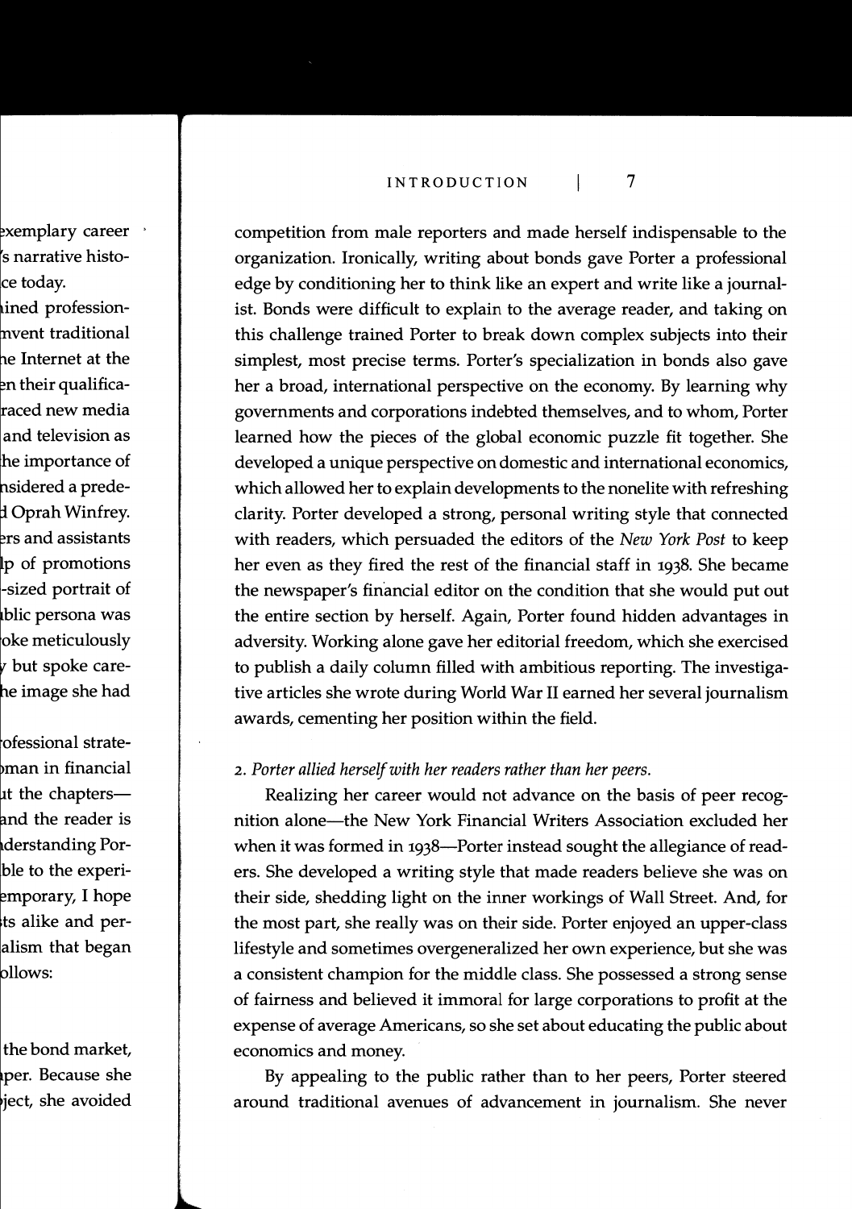competition from male reporters and made herself indispensable to the organization. Ironically, writing about bonds gave Porter a professional edge by conditioning her to think like an expert and write like a journalist. Bonds were difficult to explain to the average reader, and taking on this challenge trained Porter to break down complex subjects into their simplest, most precise terms. Porter's specialization in bonds also gave her a broad, international perspective on the economy. By learning why governments and corporations indebted themselves, and to whom, Porter learned how the pieces of the global economic puzzle fit together. She developed a unique perspective on domestic and international economics, which allowed her to explain developments to the nonelite with refreshing clarity. Porter developed a strong, personal writing style that connected with readers, which persuaded the editors of the *New York Post* to keep her even as they fired the rest of the financial staff in 1938. She became the newspaper's financial editor on the condition that she would put out the entire section by herself. Again, Porter found hidden advantages in adversity. Working alone gave her editorial freedom, which she exercised to publish a daily column filled with ambitious reporting. The investigative articles she wrote during World War II earned her several journalism awards, cementing her position within the field.

2. *Porter allied herself with her readers rather than her peers.*

Realizing her career would not advance on the basis of peer recognition alone—the New York Financial Writers Association excluded her when it was formed in 1938—Porter instead sought the allegiance of readers. She developed a writing style that made readers believe she was on their side, shedding light on the inner workings of Wall Street. And, for the most part, she really was on their side. Porter enjoyed an upper-class lifestyle and sometimes overgeneralized her own experience, but she was a consistent champion for the middle class. She possessed a strong sense of fairness and believed it immoral for large corporations to profit at the expense of average Americans, so she set about educating the public about economics and money.

By appealing to the public rather than to her peers, Porter steered around traditional avenues of advancement in journalism. She never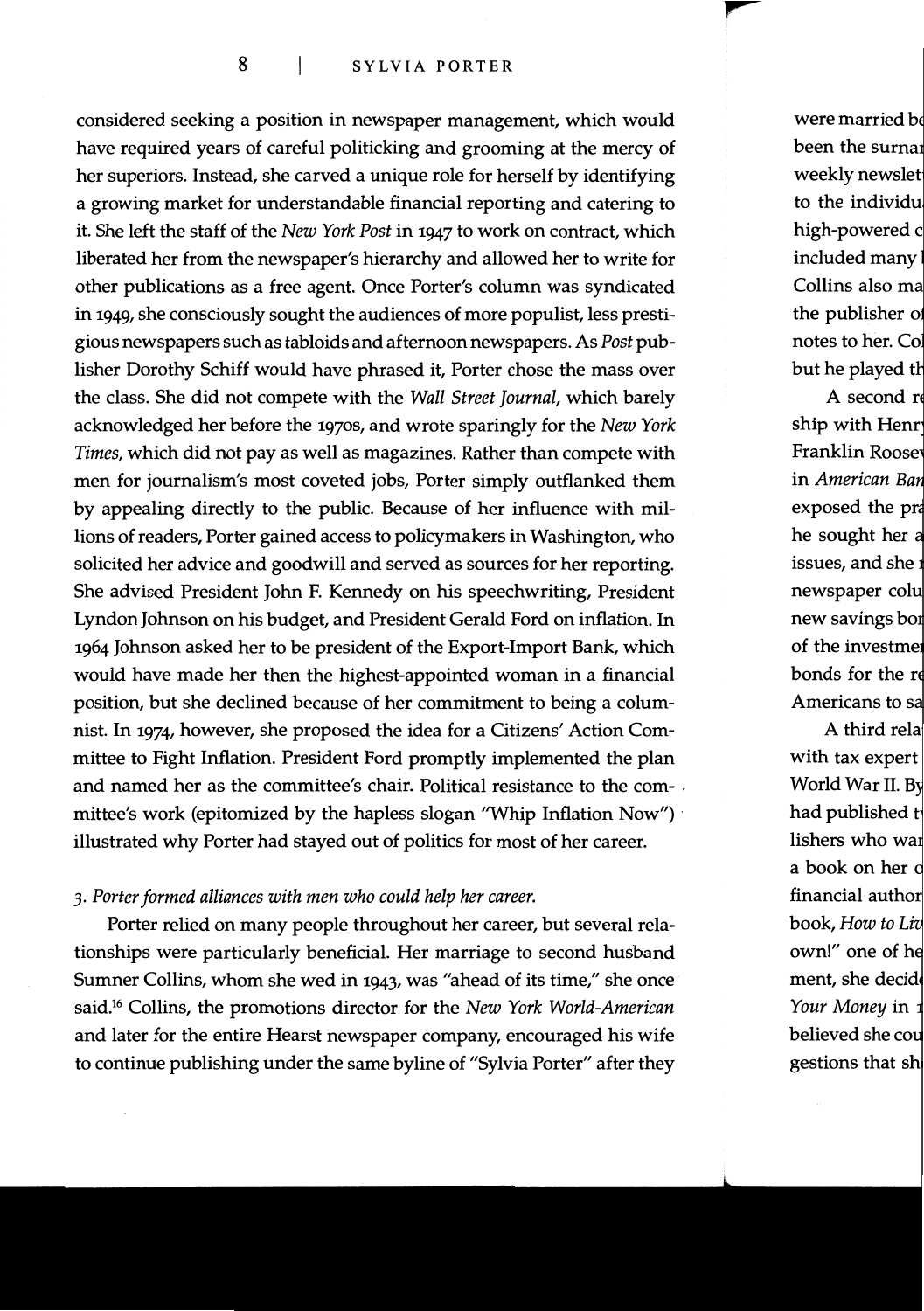considered seeking a position in newspaper management, which would have required years of careful politicking and grooming at the mercy of her superiors. Instead, she carved a unique role for herself by identifying a growing market for understandable financial reporting and catering to it. She left the staff of the *New York Post* in 1947 to work on contract, which liberated her from the newspaper's hierarchy and allowed her to write for other publications as a free agent. Once Porter's column was syndicated in 1949, she consciously sought the audiences of more populist, less prestigious newspapers such as tabloids and afternoon newspapers. As *Post* publisher Dorothy Schiff would have phrased it, Porter chose the mass over the class. She did not compete with the *Wall Street Journal*, which barely acknowledged her before the 1970s, and wrote sparingly for the *New York Times*, which did not pay as well as magazines. Rather than compete with men for journalism's most coveted jobs, Porter simply outflanked them by appealing directly to the public. Because of her influence with millions of readers, Porter gained access to policymakers in Washington, who solicited her advice and goodwill and served as sources for her reporting. She advised President John F. Kennedy on his speechwriting, President Lyndon Johnson on his budget, and President Gerald Ford on inflation. In 1964 Johnson asked her to be president of the Export-Import Bank, which would have made her then the highest-appointed woman in a financial position, but she declined because of her commitment to being a columnist. In 1974, however, she proposed the idea for a Citizens' Action Committee to Fight Inflation. President Ford promptly implemented the plan and named her as the committee's chair. Political resistance to the committee's work (epitomized by the hapless slogan "Whip Inflation Now") illustrated why Porter had stayed out of politics for most of her career.

*3. Porter formed alliances with men who could help her career.*

Porter relied on many people throughout her career, but several relationships were particularly beneficial. Her marriage to second husband Sumner Collins, whom she wed in 1943, was "ahead of its time," she once said.[16] Collins, the promotions director for the *New York World-American* and later for the entire Hearst newspaper company, encouraged his wife to continue publishing under the same byline of "Sylvia Porter" after they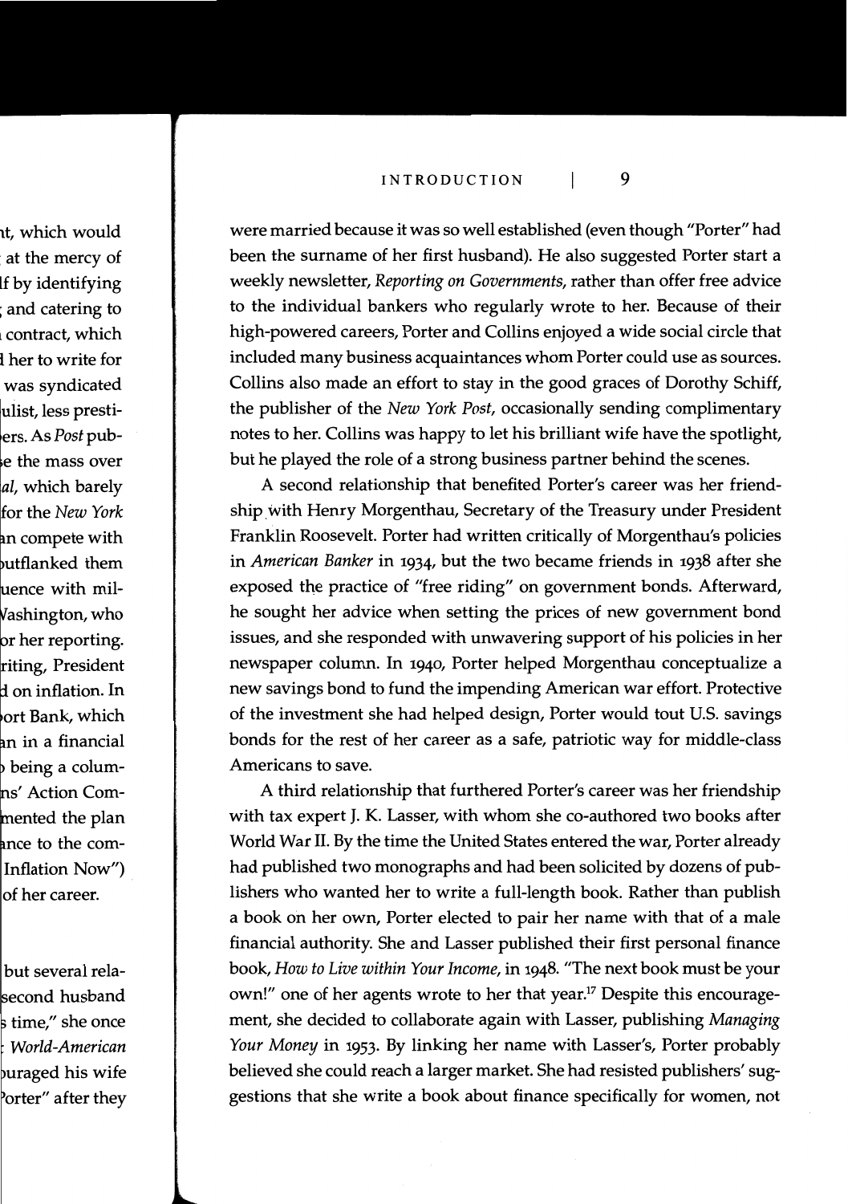were married because it was so well established (even though "Porter" had been the surname of her first husband). He also suggested Porter start a weekly newsletter, *Reporting on Governments*, rather than offer free advice to the individual bankers who regularly wrote to her. Because of their high-powered careers, Porter and Collins enjoyed a wide social circle that included many business acquaintances whom Porter could use as sources. Collins also made an effort to stay in the good graces of Dorothy Schiff, the publisher of the *New York Post*, occasionally sending complimentary notes to her. Collins was happy to let his brilliant wife have the spotlight, but he played the role of a strong business partner behind the scenes.

A second relationship that benefited Porter's career was her friendship with Henry Morgenthau, Secretary of the Treasury under President Franklin Roosevelt. Porter had written critically of Morgenthau's policies in *American Banker* in 1934, but the two became friends in 1938 after she exposed the practice of "free riding" on government bonds. Afterward, he sought her advice when setting the prices of new government bond issues, and she responded with unwavering support of his policies in her newspaper column. In 1940, Porter helped Morgenthau conceptualize a new savings bond to fund the impending American war effort. Protective of the investment she had helped design, Porter would tout U.S. savings bonds for the rest of her career as a safe, patriotic way for middle-class Americans to save.

A third relationship that furthered Porter's career was her friendship with tax expert J. K. Lasser, with whom she co-authored two books after World War II. By the time the United States entered the war, Porter already had published two monographs and had been solicited by dozens of publishers who wanted her to write a full-length book. Rather than publish a book on her own, Porter elected to pair her name with that of a male financial authority. She and Lasser published their first personal finance book, *How to Live within Your Income*, in 1948. "The next book must be your own!" one of her agents wrote to her that year.[17] Despite this encouragement, she decided to collaborate again with Lasser, publishing *Managing Your Money* in 1953. By linking her name with Lasser's, Porter probably believed she could reach a larger market. She had resisted publishers' suggestions that she write a book about finance specifically for women, not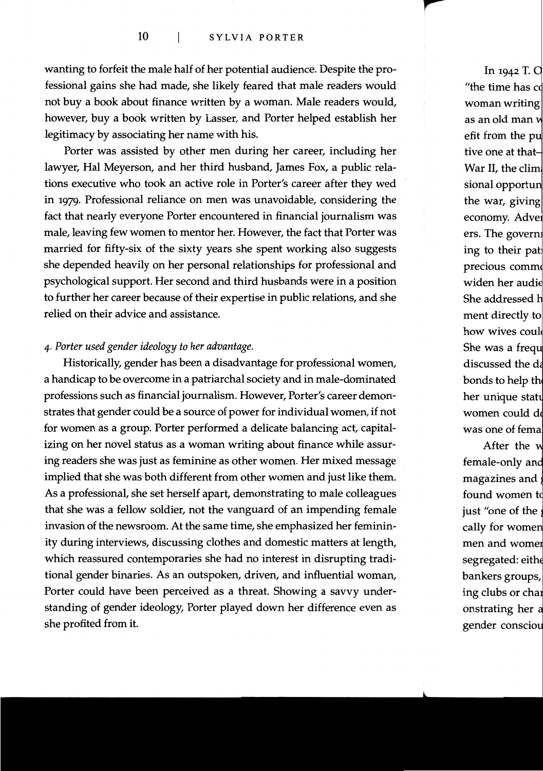wanting to forfeit the male half of her potential audience. Despite the professional gains she had made, she likely feared that male readers would not buy a book about finance written by a woman. Male readers would, however, buy a book written by Lasser, and Porter helped establish her legitimacy by associating her name with his.

Porter was assisted by other men during her career, including her lawyer, Hal Meyerson, and her third husband, James Fox, a public relations executive who took an active role in Porter's career after they wed in 1979. Professional reliance on men was unavoidable, considering the fact that nearly everyone Porter encountered in financial journalism was male, leaving few women to mentor her. However, the fact that Porter was married for fifty-six of the sixty years she spent working also suggests she depended heavily on her personal relationships for professional and psychological support. Her second and third husbands were in a position to further her career because of their expertise in public relations, and she relied on their advice and assistance.

*4. Porter used gender ideology to her advantage.*

Historically, gender has been a disadvantage for professional women, a handicap to be overcome in a patriarchal society and in male-dominated professions such as financial journalism. However, Porter's career demonstrates that gender could be a source of power for individual women, if not for women as a group. Porter performed a delicate balancing act, capitalizing on her novel status as a woman writing about finance while assuring readers she was just as feminine as other women. Her mixed message implied that she was both different from other women and just like them. As a professional, she set herself apart, demonstrating to male colleagues that she was a fellow soldier, not the vanguard of an impending female invasion of the newsroom. At the same time, she emphasized her femininity during interviews, discussing clothes and domestic matters at length, which reassured contemporaries she had no interest in disrupting traditional gender binaries. As an outspoken, driven, and influential woman, Porter could have been perceived as a threat. Showing a savvy understanding of gender ideology, Porter played down her difference even as she profited from it.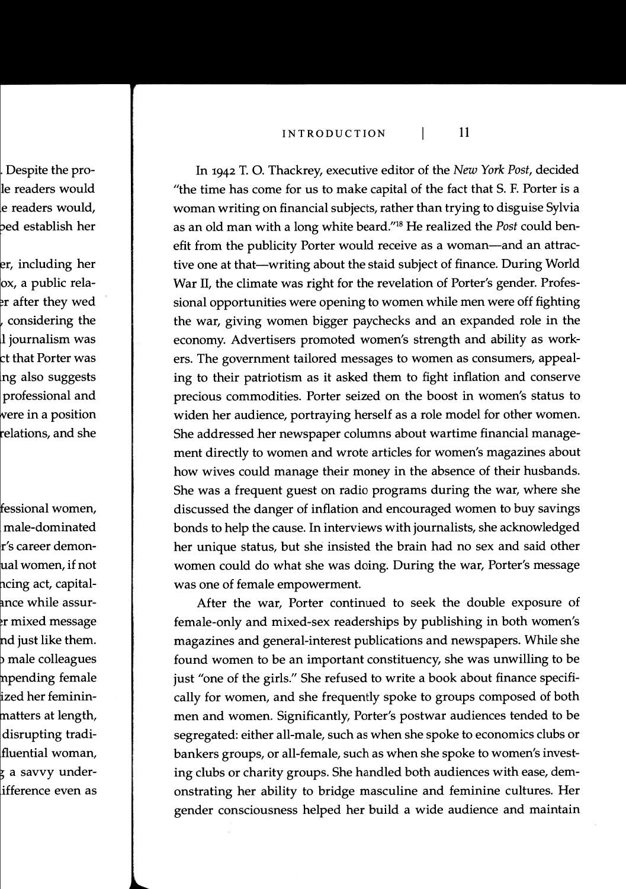In 1942 T. O. Thackrey, executive editor of the *New York Post*, decided "the time has come for us to make capital of the fact that S. F. Porter is a woman writing on financial subjects, rather than trying to disguise Sylvia as an old man with a long white beard."[18] He realized the *Post* could benefit from the publicity Porter would receive as a woman—and an attractive one at that—writing about the staid subject of finance. During World War II, the climate was right for the revelation of Porter's gender. Professional opportunities were opening to women while men were off fighting the war, giving women bigger paychecks and an expanded role in the economy. Advertisers promoted women's strength and ability as workers. The government tailored messages to women as consumers, appealing to their patriotism as it asked them to fight inflation and conserve precious commodities. Porter seized on the boost in women's status to widen her audience, portraying herself as a role model for other women. She addressed her newspaper columns about wartime financial management directly to women and wrote articles for women's magazines about how wives could manage their money in the absence of their husbands. She was a frequent guest on radio programs during the war, where she discussed the danger of inflation and encouraged women to buy savings bonds to help the cause. In interviews with journalists, she acknowledged her unique status, but she insisted the brain had no sex and said other women could do what she was doing. During the war, Porter's message was one of female empowerment.

After the war, Porter continued to seek the double exposure of female-only and mixed-sex readerships by publishing in both women's magazines and general-interest publications and newspapers. While she found women to be an important constituency, she was unwilling to be just "one of the girls." She refused to write a book about finance specifically for women, and she frequently spoke to groups composed of both men and women. Significantly, Porter's postwar audiences tended to be segregated: either all-male, such as when she spoke to economics clubs or bankers groups, or all-female, such as when she spoke to women's investing clubs or charity groups. She handled both audiences with ease, demonstrating her ability to bridge masculine and feminine cultures. Her gender consciousness helped her build a wide audience and maintain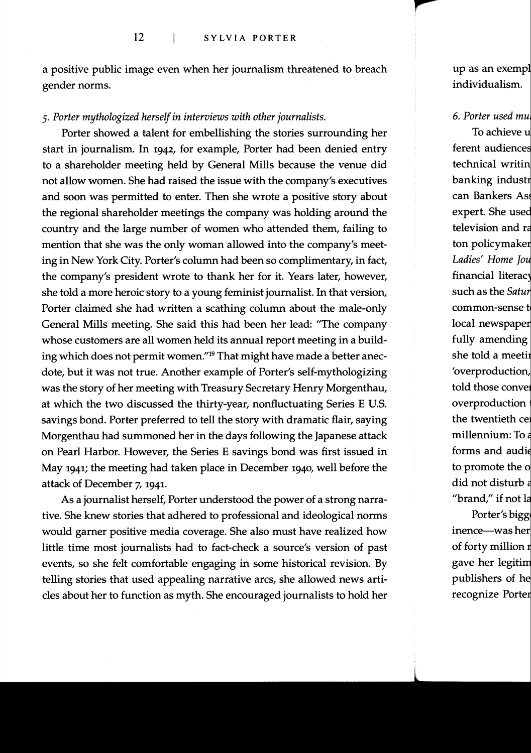a positive public image even when her journalism threatened to breach gender norms.

*5. Porter mythologized herself in interviews with other journalists.*

Porter showed a talent for embellishing the stories surrounding her start in journalism. In 1942, for example, Porter had been denied entry to a shareholder meeting held by General Mills because the venue did not allow women. She had raised the issue with the company's executives and soon was permitted to enter. Then she wrote a positive story about the regional shareholder meetings the company was holding around the country and the large number of women who attended them, failing to mention that she was the only woman allowed into the company's meeting in New York City. Porter's column had been so complimentary, in fact, the company's president wrote to thank her for it. Years later, however, she told a more heroic story to a young feminist journalist. In that version, Porter claimed she had written a scathing column about the male-only General Mills meeting. She said this had been her lead: "The company whose customers are all women held its annual report meeting in a building which does not permit women."[19] That might have made a better anecdote, but it was not true. Another example of Porter's self-mythologizing was the story of her meeting with Treasury Secretary Henry Morgenthau, at which the two discussed the thirty-year, nonfluctuating Series E U.S. savings bond. Porter preferred to tell the story with dramatic flair, saying Morgenthau had summoned her in the days following the Japanese attack on Pearl Harbor. However, the Series E savings bond was first issued in May 1941; the meeting had taken place in December 1940, well before the attack of December 7, 1941.

As a journalist herself, Porter understood the power of a strong narrative. She knew stories that adhered to professional and ideological norms would garner positive media coverage. She also must have realized how little time most journalists had to fact-check a source's version of past events, so she felt comfortable engaging in some historical revision. By telling stories that used appealing narrative arcs, she allowed news articles about her to function as myth. She encouraged journalists to hold her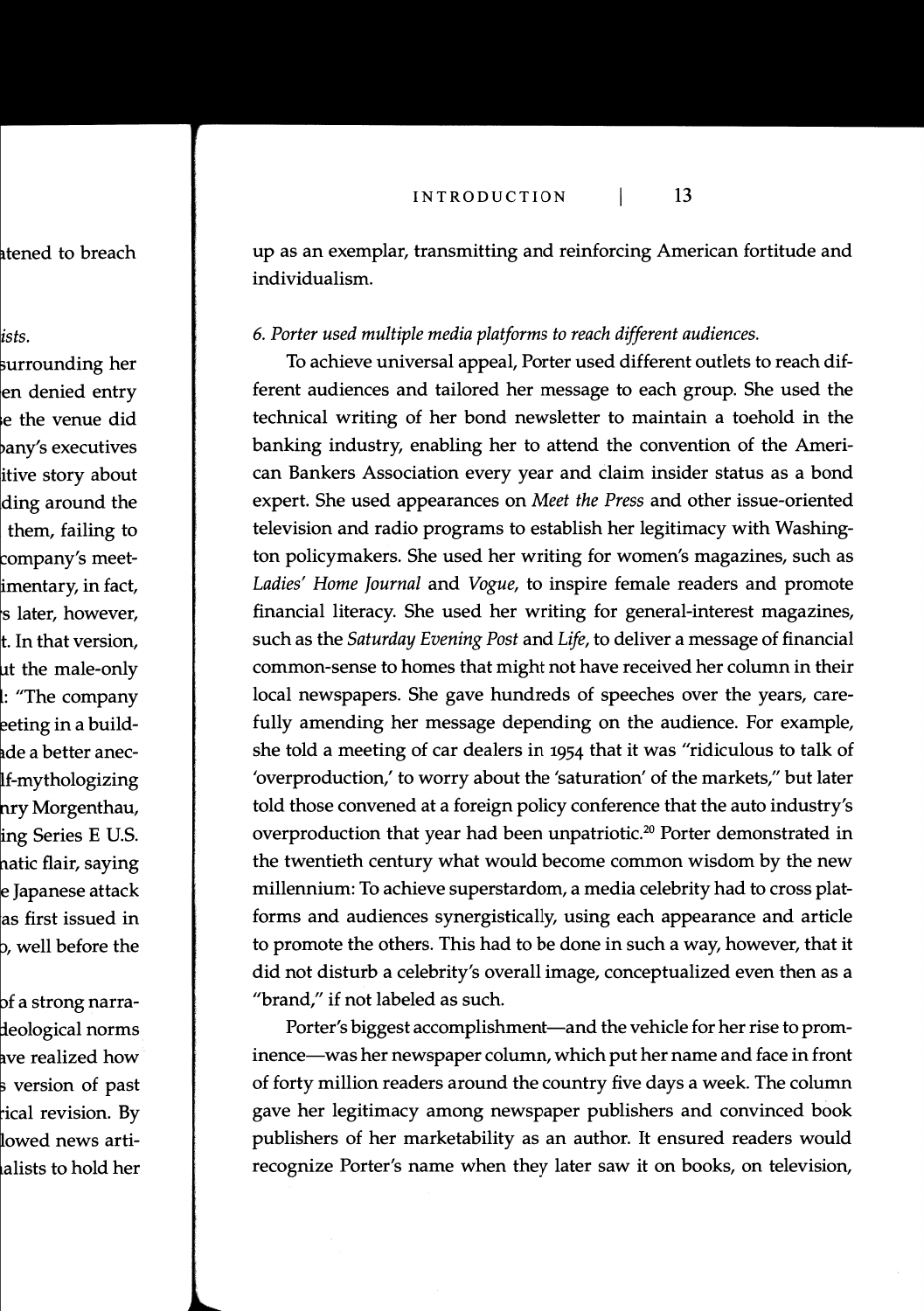up as an exemplar, transmitting and reinforcing American fortitude and individualism.

*6. Porter used multiple media platforms to reach different audiences.*

To achieve universal appeal, Porter used different outlets to reach different audiences and tailored her message to each group. She used the technical writing of her bond newsletter to maintain a toehold in the banking industry, enabling her to attend the convention of the American Bankers Association every year and claim insider status as a bond expert. She used appearances on *Meet the Press* and other issue-oriented television and radio programs to establish her legitimacy with Washington policymakers. She used her writing for women's magazines, such as *Ladies' Home Journal* and *Vogue*, to inspire female readers and promote financial literacy. She used her writing for general-interest magazines, such as the *Saturday Evening Post* and *Life*, to deliver a message of financial common-sense to homes that might not have received her column in their local newspapers. She gave hundreds of speeches over the years, carefully amending her message depending on the audience. For example, she told a meeting of car dealers in 1954 that it was "ridiculous to talk of 'overproduction,' to worry about the 'saturation' of the markets," but later told those convened at a foreign policy conference that the auto industry's overproduction that year had been unpatriotic.[20] Porter demonstrated in the twentieth century what would become common wisdom by the new millennium: To achieve superstardom, a media celebrity had to cross platforms and audiences synergistically, using each appearance and article to promote the others. This had to be done in such a way, however, that it did not disturb a celebrity's overall image, conceptualized even then as a "brand," if not labeled as such.

Porter's biggest accomplishment—and the vehicle for her rise to prominence—was her newspaper column, which put her name and face in front of forty million readers around the country five days a week. The column gave her legitimacy among newspaper publishers and convinced book publishers of her marketability as an author. It ensured readers would recognize Porter's name when they later saw it on books, on television,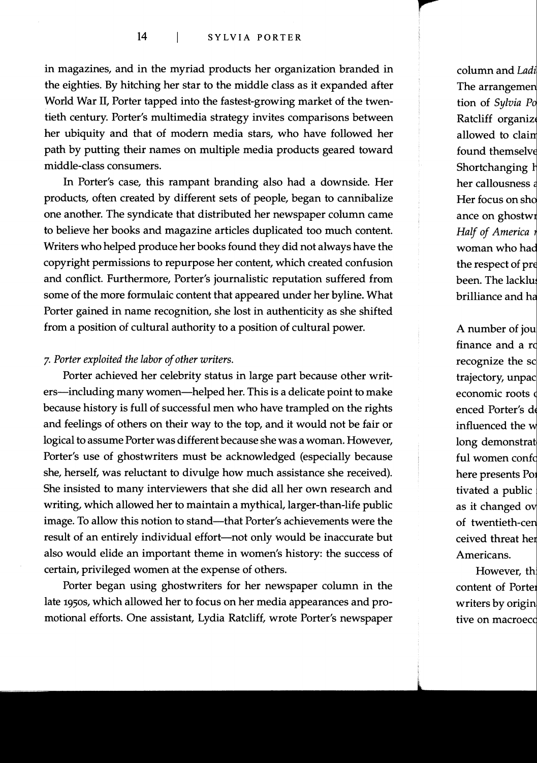in magazines, and in the myriad products her organization branded in the eighties. By hitching her star to the middle class as it expanded after World War II, Porter tapped into the fastest-growing market of the twentieth century. Porter's multimedia strategy invites comparisons between her ubiquity and that of modern media stars, who have followed her path by putting their names on multiple media products geared toward middle-class consumers.

In Porter's case, this rampant branding also had a downside. Her products, often created by different sets of people, began to cannibalize one another. The syndicate that distributed her newspaper column came to believe her books and magazine articles duplicated too much content. Writers who helped produce her books found they did not always have the copyright permissions to repurpose her content, which created confusion and conflict. Furthermore, Porter's journalistic reputation suffered from some of the more formulaic content that appeared under her byline. What Porter gained in name recognition, she lost in authenticity as she shifted from a position of cultural authority to a position of cultural power.

*7. Porter exploited the labor of other writers.*

Porter achieved her celebrity status in large part because other writers—including many women—helped her. This is a delicate point to make because history is full of successful men who have trampled on the rights and feelings of others on their way to the top, and it would not be fair or logical to assume Porter was different because she was a woman. However, Porter's use of ghostwriters must be acknowledged (especially because she, herself, was reluctant to divulge how much assistance she received). She insisted to many interviewers that she did all her own research and writing, which allowed her to maintain a mythical, larger-than-life public image. To allow this notion to stand—that Porter's achievements were the result of an entirely individual effort—not only would be inaccurate but also would elide an important theme in women's history: the success of certain, privileged women at the expense of others.

Porter began using ghostwriters for her newspaper column in the late 1950s, which allowed her to focus on her media appearances and promotional efforts. One assistant, Lydia Ratcliff, wrote Porter's newspaper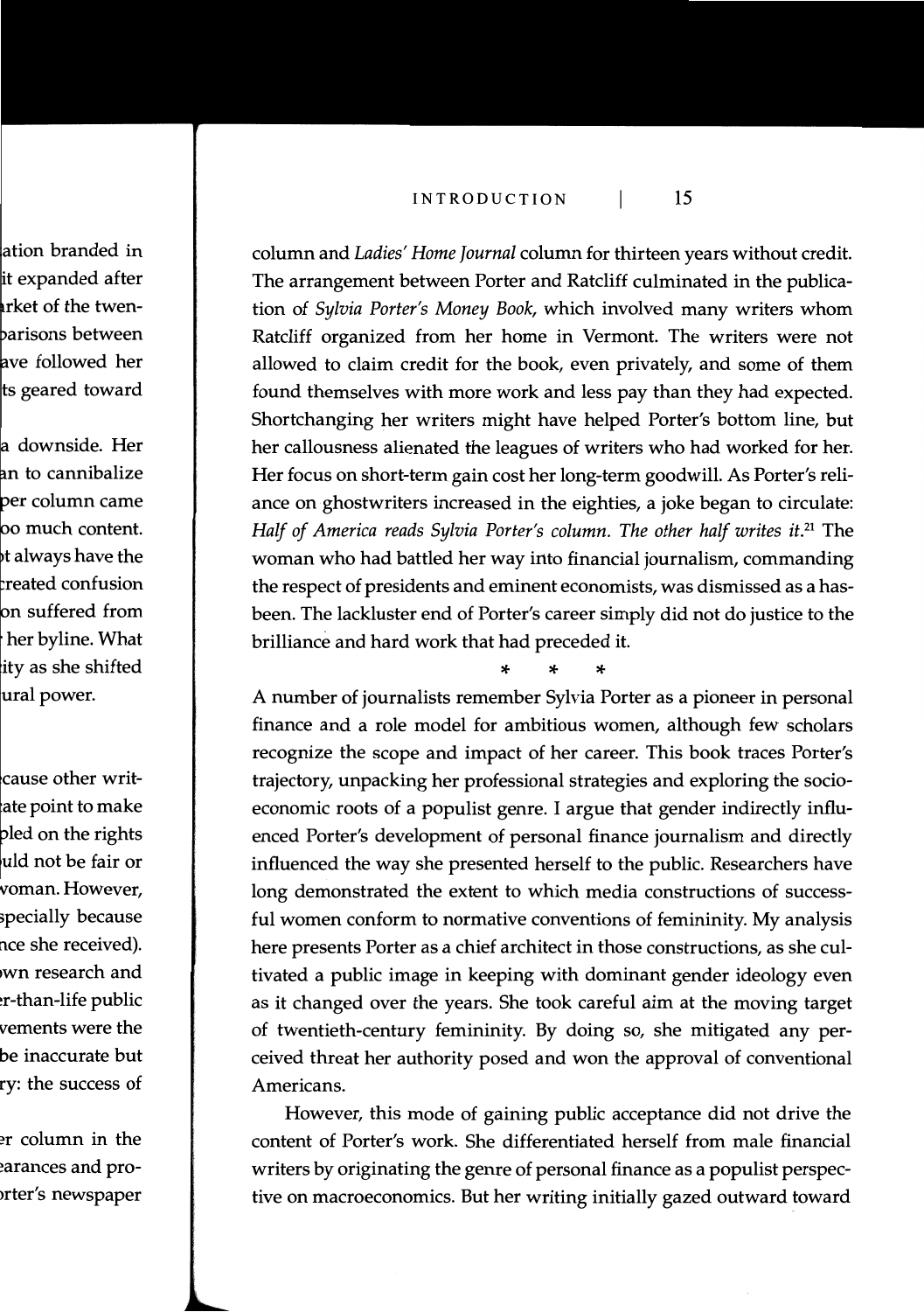column and *Ladies' Home Journal* column for thirteen years without credit. The arrangement between Porter and Ratcliff culminated in the publication of *Sylvia Porter's Money Book*, which involved many writers whom Ratcliff organized from her home in Vermont. The writers were not allowed to claim credit for the book, even privately, and some of them found themselves with more work and less pay than they had expected. Shortchanging her writers might have helped Porter's bottom line, but her callousness alienated the leagues of writers who had worked for her. Her focus on short-term gain cost her long-term goodwill. As Porter's reliance on ghostwriters increased in the eighties, a joke began to circulate: *Half of America reads Sylvia Porter's column. The other half writes it.*[21] The woman who had battled her way into financial journalism, commanding the respect of presidents and eminent economists, was dismissed as a has-been. The lackluster end of Porter's career simply did not do justice to the brilliance and hard work that had preceded it.

\* \* \*

A number of journalists remember Sylvia Porter as a pioneer in personal finance and a role model for ambitious women, although few scholars recognize the scope and impact of her career. This book traces Porter's trajectory, unpacking her professional strategies and exploring the socioeconomic roots of a populist genre. I argue that gender indirectly influenced Porter's development of personal finance journalism and directly influenced the way she presented herself to the public. Researchers have long demonstrated the extent to which media constructions of successful women conform to normative conventions of femininity. My analysis here presents Porter as a chief architect in those constructions, as she cultivated a public image in keeping with dominant gender ideology even as it changed over the years. She took careful aim at the moving target of twentieth-century femininity. By doing so, she mitigated any perceived threat her authority posed and won the approval of conventional Americans.

However, this mode of gaining public acceptance did not drive the content of Porter's work. She differentiated herself from male financial writers by originating the genre of personal finance as a populist perspective on macroeconomics. But her writing initially gazed outward toward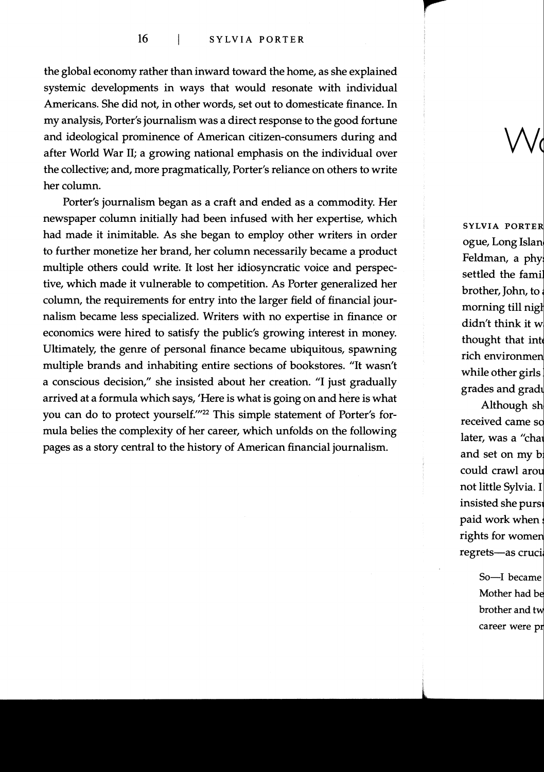the global economy rather than inward toward the home, as she explained systemic developments in ways that would resonate with individual Americans. She did not, in other words, set out to domesticate finance. In my analysis, Porter's journalism was a direct response to the good fortune and ideological prominence of American citizen-consumers during and after World War II; a growing national emphasis on the individual over the collective; and, more pragmatically, Porter's reliance on others to write her column.

Porter's journalism began as a craft and ended as a commodity. Her newspaper column initially had been infused with her expertise, which had made it inimitable. As she began to employ other writers in order to further monetize her brand, her column necessarily became a product multiple others could write. It lost her idiosyncratic voice and perspective, which made it vulnerable to competition. As Porter generalized her column, the requirements for entry into the larger field of financial journalism became less specialized. Writers with no expertise in finance or economics were hired to satisfy the public's growing interest in money. Ultimately, the genre of personal finance became ubiquitous, spawning multiple brands and inhabiting entire sections of bookstores. "It wasn't a conscious decision," she insisted about her creation. "I just gradually arrived at a formula which says, 'Here is what is going on and here is what you can do to protect yourself.'"[22] This simple statement of Porter's formula belies the complexity of her career, which unfolds on the following pages as a story central to the history of American financial journalism.